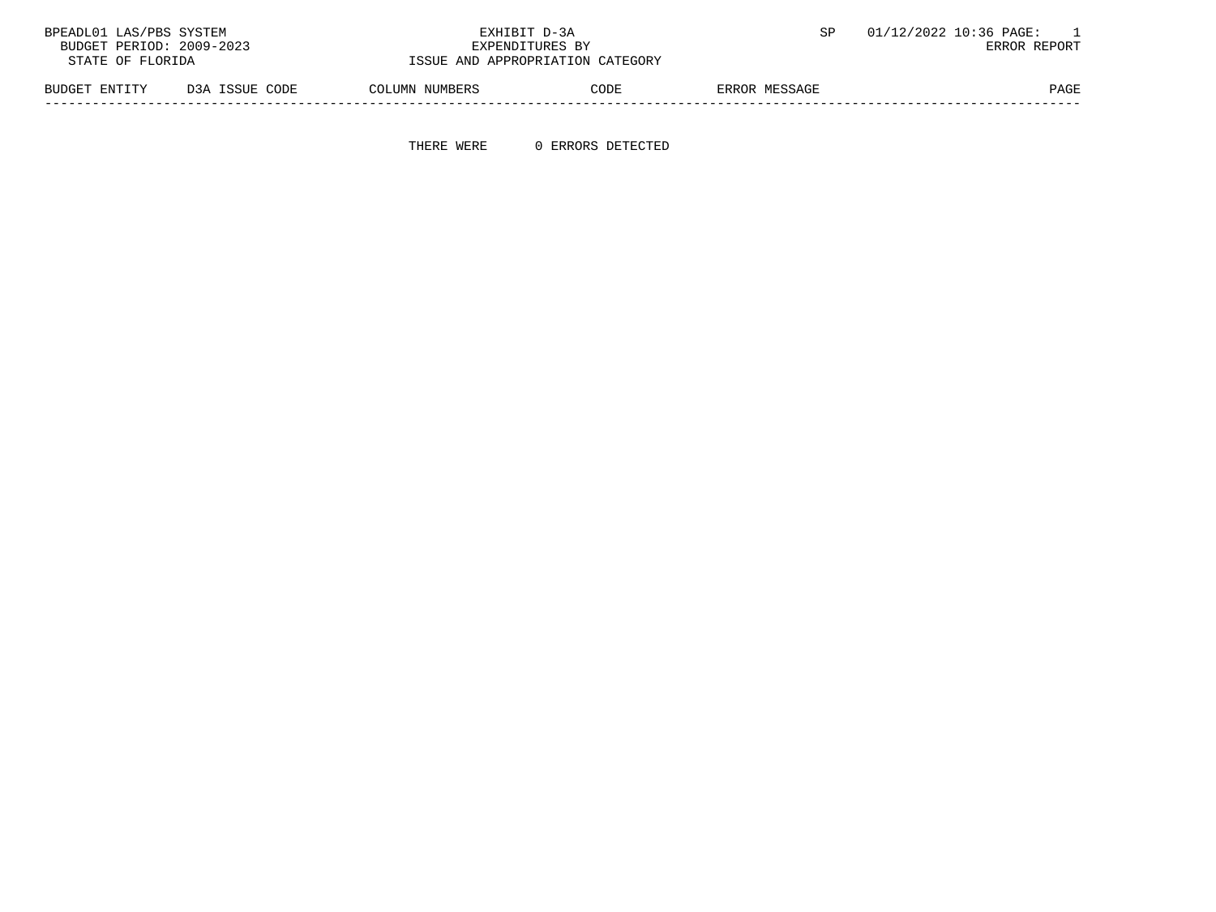BPEADL01 LAS/PBS SYSTEM | EXHIBIT D-3A | SP 01/12/2022 10:36

BUDGET PERIOD: 2009-2023 | EXPENDITURES BY | ERROR REPORT

STATE OF FLORIDA | ISSUE AND APPROPRIATION CATEGORY

| BUDGET ENTITY | D3A ISSUE CODE | COLUMN NUMBERS | CODE | ERROR MESSAGE | PAGE |
|---|---|---|---|---|---|

THERE WERE 0 ERRORS DETECTED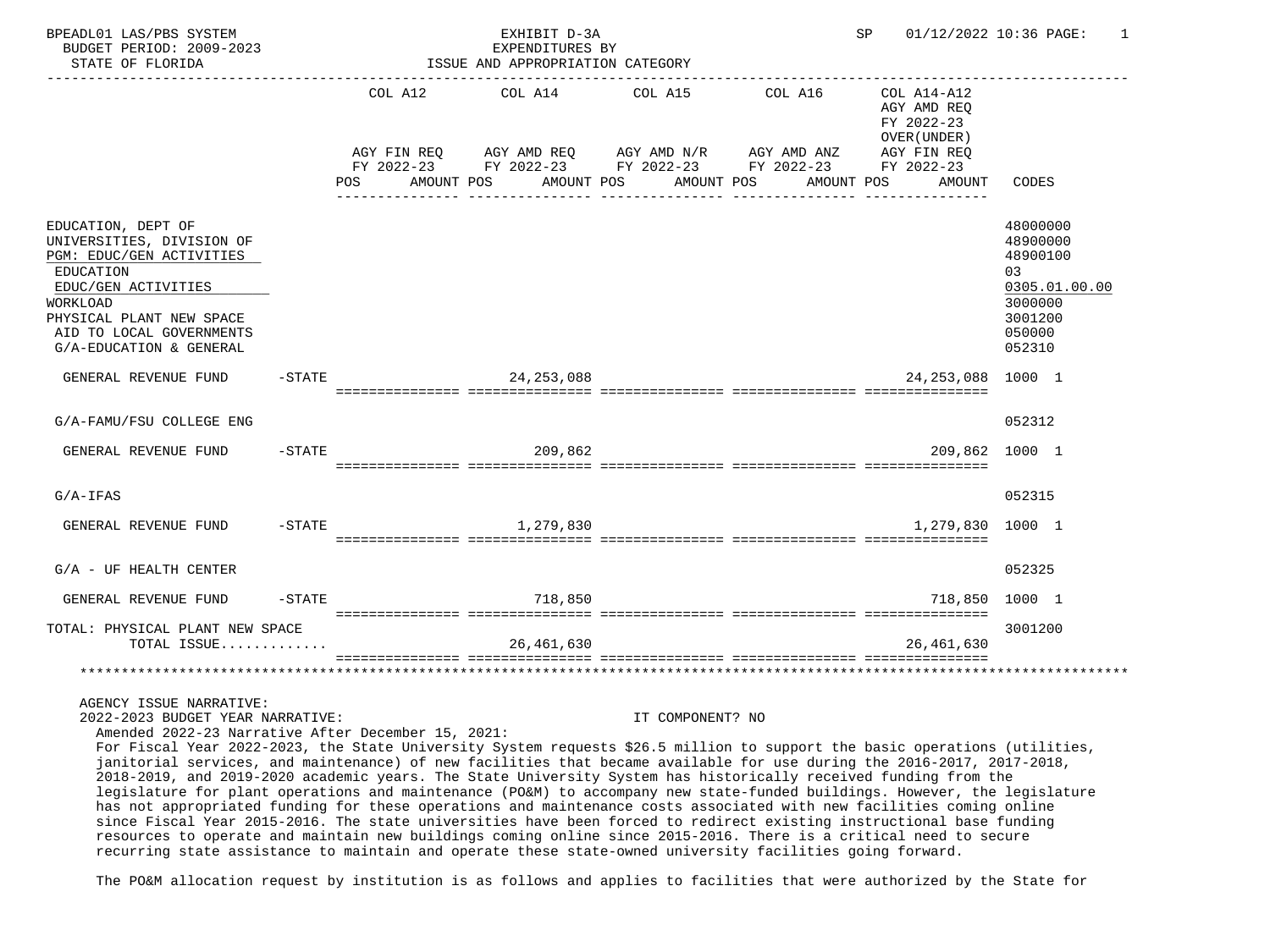BPEADL01 LAS/PBS SYSTEM — EXHIBIT D-3A — EXPENDITURES BY ISSUE AND APPROPRIATION CATEGORY

BUDGET PERIOD: 2009-2023

STATE OF FLORIDA

| | COL A12 AGY FIN REQ FY 2022-23 POS AMOUNT | COL A14 AGY AMD REQ FY 2022-23 POS AMOUNT | COL A15 AGY AMD N/R FY 2022-23 POS AMOUNT | COL A16 AGY AMD ANZ FY 2022-23 POS AMOUNT | COL A14-A12 AGY AMD REQ FY 2022-23 OVER(UNDER) AGY FIN REQ FY 2022-23 POS AMOUNT | CODES |
|---|---|---|---|---|---|---|
| EDUCATION, DEPT OF | | | | | | 48000000 |
| UNIVERSITIES, DIVISION OF | | | | | | 48900000 |
| PGM: EDUC/GEN ACTIVITIES | | | | | | 48900100 |
| EDUCATION | | | | | | 03 |
| EDUC/GEN ACTIVITIES | | | | | | 0305.01.00.00 |
| WORKLOAD | | | | | | 3000000 |
| PHYSICAL PLANT NEW SPACE | | | | | | 3001200 |
| AID TO LOCAL GOVERNMENTS | | | | | | 050000 |
| G/A-EDUCATION & GENERAL | | | | | | 052310 |
| GENERAL REVENUE FUND -STATE | | 24,253,088 | | | 24,253,088 | 1000 1 |
| G/A-FAMU/FSU COLLEGE ENG | | | | | | 052312 |
| GENERAL REVENUE FUND -STATE | | 209,862 | | | 209,862 | 1000 1 |
| G/A-IFAS | | | | | | 052315 |
| GENERAL REVENUE FUND -STATE | | 1,279,830 | | | 1,279,830 | 1000 1 |
| G/A - UF HEALTH CENTER | | | | | | 052325 |
| GENERAL REVENUE FUND -STATE | | 718,850 | | | 718,850 | 1000 1 |
| TOTAL: PHYSICAL PLANT NEW SPACE | | | | | | 3001200 |
| TOTAL ISSUE............. | | 26,461,630 | | | 26,461,630 | |

AGENCY ISSUE NARRATIVE:

2022-2023 BUDGET YEAR NARRATIVE: IT COMPONENT? NO

Amended 2022-23 Narrative After December 15, 2021:

For Fiscal Year 2022-2023, the State University System requests $26.5 million to support the basic operations (utilities, janitorial services, and maintenance) of new facilities that became available for use during the 2016-2017, 2017-2018, 2018-2019, and 2019-2020 academic years. The State University System has historically received funding from the legislature for plant operations and maintenance (PO&M) to accompany new state-funded buildings. However, the legislature has not appropriated funding for these operations and maintenance costs associated with new facilities coming online since Fiscal Year 2015-2016. The state universities have been forced to redirect existing instructional base funding resources to operate and maintain new buildings coming online since 2015-2016. There is a critical need to secure recurring state assistance to maintain and operate these state-owned university facilities going forward.

The PO&M allocation request by institution is as follows and applies to facilities that were authorized by the State for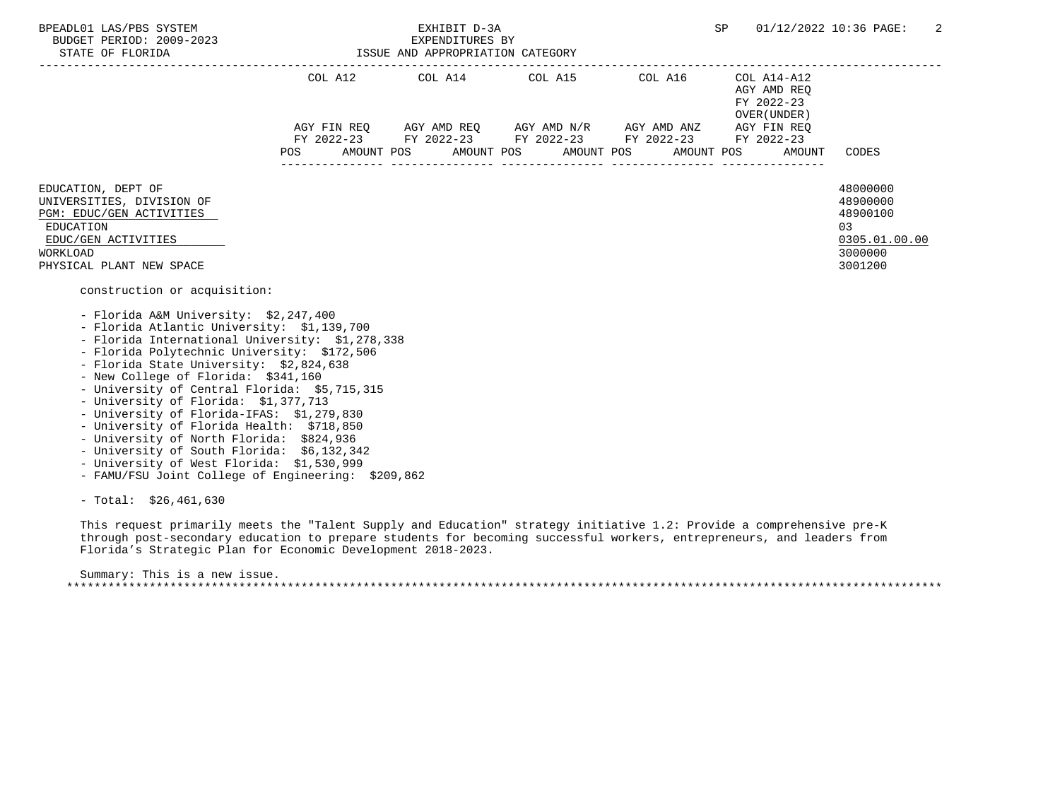BPEADL01 LAS/PBS SYSTEM — EXHIBIT D-3A — EXPENDITURES BY ISSUE AND APPROPRIATION CATEGORY — BUDGET PERIOD: 2009-2023 — STATE OF FLORIDA

| | COL A12 AGY FIN REQ FY 2022-23 | | COL A14 AGY AMD REQ FY 2022-23 | | COL A15 AGY AMD N/R FY 2022-23 | | COL A16 AGY AMD ANZ FY 2022-23 | | COL A14-A12 AGY AMD REQ FY 2022-23 OVER(UNDER) AGY FIN REQ FY 2022-23 | | |
|---|---|---|---|---|---|---|---|---|---|---|---|
| | POS | AMOUNT | POS | AMOUNT | POS | AMOUNT | POS | AMOUNT | POS | AMOUNT | CODES |
| EDUCATION, DEPT OF | | | | | | | | | | | 48000000 |
| UNIVERSITIES, DIVISION OF | | | | | | | | | | | 48900000 |
| PGM: EDUC/GEN ACTIVITIES | | | | | | | | | | | 48900100 |
| EDUCATION | | | | | | | | | | | 03 |
| EDUC/GEN ACTIVITIES | | | | | | | | | | | 0305.01.00.00 |
| WORKLOAD | | | | | | | | | | | 3000000 |
| PHYSICAL PLANT NEW SPACE | | | | | | | | | | | 3001200 |

construction or acquisition:

- Florida A&M University: $2,247,400
- Florida Atlantic University: $1,139,700
- Florida International University: $1,278,338
- Florida Polytechnic University: $172,506
- Florida State University: $2,824,638
- New College of Florida: $341,160
- University of Central Florida: $5,715,315
- University of Florida: $1,377,713
- University of Florida-IFAS: $1,279,830
- University of Florida Health: $718,850
- University of North Florida: $824,936
- University of South Florida: $6,132,342
- University of West Florida: $1,530,999
- FAMU/FSU Joint College of Engineering: $209,862

- Total: $26,461,630

This request primarily meets the "Talent Supply and Education" strategy initiative 1.2: Provide a comprehensive pre-K through post-secondary education to prepare students for becoming successful workers, entrepreneurs, and leaders from Florida's Strategic Plan for Economic Development 2018-2023.

Summary: This is a new issue.

*******************************************************************************************************************************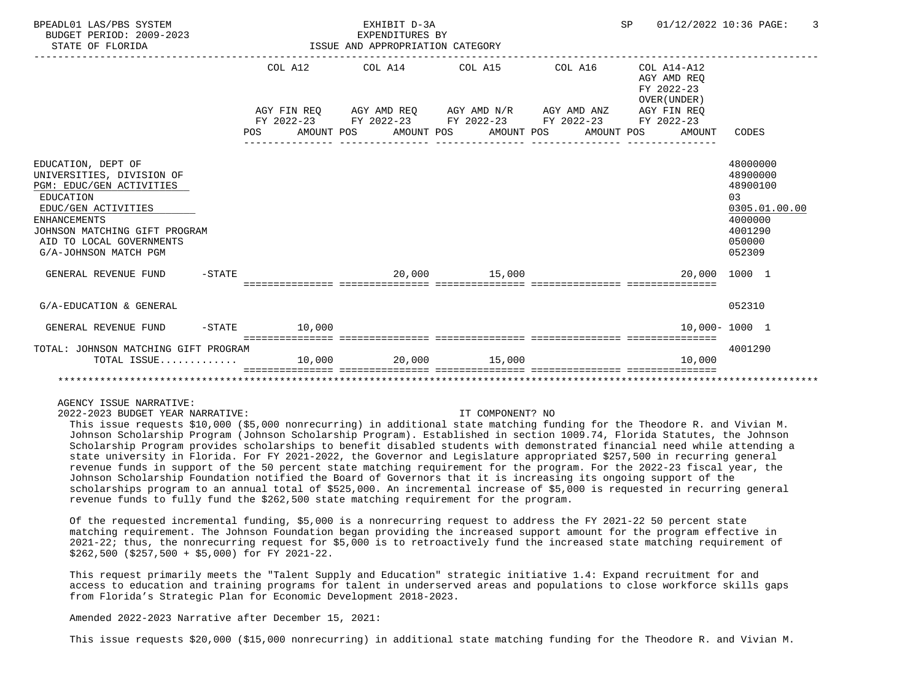BPEADL01 LAS/PBS SYSTEM — EXHIBIT D-3A — EXPENDITURES BY ISSUE AND APPROPRIATION CATEGORY
BUDGET PERIOD: 2009-2023 — STATE OF FLORIDA — SP 01/12/2022 10:36

| | COL A12 AGY FIN REQ FY 2022-23 POS AMOUNT | COL A14 AGY AMD REQ FY 2022-23 POS AMOUNT | COL A15 AGY AMD N/R FY 2022-23 POS AMOUNT | COL A16 AGY AMD ANZ FY 2022-23 POS AMOUNT | COL A14-A12 AGY AMD REQ FY 2022-23 OVER(UNDER) AGY FIN REQ FY 2022-23 AMOUNT | CODES |
|---|---|---|---|---|---|---|
| EDUCATION, DEPT OF | | | | | | 48000000 |
| UNIVERSITIES, DIVISION OF | | | | | | 48900000 |
| PGM: EDUC/GEN ACTIVITIES | | | | | | 48900100 |
| EDUCATION | | | | | | 03 |
| EDUC/GEN ACTIVITIES | | | | | | 0305.01.00.00 |
| ENHANCEMENTS | | | | | | 4000000 |
| JOHNSON MATCHING GIFT PROGRAM | | | | | | 4001290 |
| AID TO LOCAL GOVERNMENTS | | | | | | 050000 |
| G/A-JOHNSON MATCH PGM | | | | | | 052309 |
| GENERAL REVENUE FUND -STATE | | 20,000 | 15,000 | | 20,000 | 1000 1 |
| G/A-EDUCATION & GENERAL | | | | | | 052310 |
| GENERAL REVENUE FUND -STATE | 10,000 | | | | 10,000- | 1000 1 |
| TOTAL: JOHNSON MATCHING GIFT PROGRAM | | | | | | 4001290 |
| TOTAL ISSUE............. | 10,000 | 20,000 | 15,000 | | 10,000 | |

AGENCY ISSUE NARRATIVE:

2022-2023 BUDGET YEAR NARRATIVE: IT COMPONENT? NO

This issue requests $10,000 ($5,000 nonrecurring) in additional state matching funding for the Theodore R. and Vivian M. Johnson Scholarship Program (Johnson Scholarship Program). Established in section 1009.74, Florida Statutes, the Johnson Scholarship Program provides scholarships to benefit disabled students with demonstrated financial need while attending a state university in Florida. For FY 2021-2022, the Governor and Legislature appropriated $257,500 in recurring general revenue funds in support of the 50 percent state matching requirement for the program. For the 2022-23 fiscal year, the Johnson Scholarship Foundation notified the Board of Governors that it is increasing its ongoing support of the scholarships program to an annual total of $525,000. An incremental increase of $5,000 is requested in recurring general revenue funds to fully fund the $262,500 state matching requirement for the program.

Of the requested incremental funding, $5,000 is a nonrecurring request to address the FY 2021-22 50 percent state matching requirement. The Johnson Foundation began providing the increased support amount for the program effective in 2021-22; thus, the nonrecurring request for $5,000 is to retroactively fund the increased state matching requirement of $262,500 ($257,500 + $5,000) for FY 2021-22.

This request primarily meets the "Talent Supply and Education" strategic initiative 1.4: Expand recruitment for and access to education and training programs for talent in underserved areas and populations to close workforce skills gaps from Florida's Strategic Plan for Economic Development 2018-2023.

Amended 2022-2023 Narrative after December 15, 2021:

This issue requests $20,000 ($15,000 nonrecurring) in additional state matching funding for the Theodore R. and Vivian M.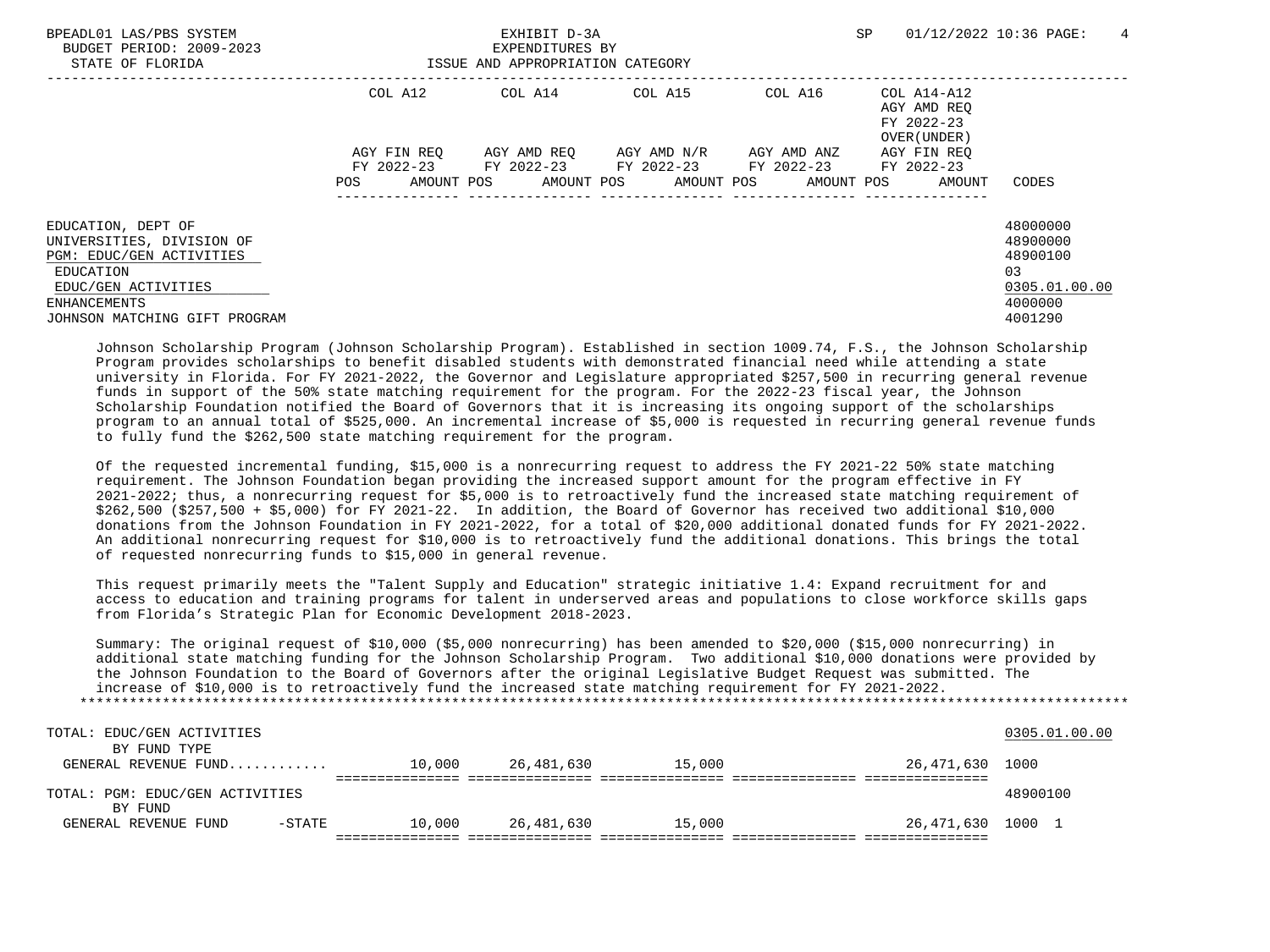BPEADL01 LAS/PBS SYSTEM — EXHIBIT D-3A — EXPENDITURES BY ISSUE AND APPROPRIATION CATEGORY
BUDGET PERIOD: 2009-2023 — STATE OF FLORIDA — SP 01/12/2022 10:36

| | COL A12 AGY FIN REQ FY 2022-23 POS AMOUNT | COL A14 AGY AMD REQ FY 2022-23 POS AMOUNT | COL A15 AGY AMD N/R FY 2022-23 POS AMOUNT | COL A16 AGY AMD ANZ FY 2022-23 POS AMOUNT | COL A14-A12 AGY AMD REQ FY 2022-23 OVER(UNDER) AGY FIN REQ FY 2022-23 POS AMOUNT | CODES |
|---|---|---|---|---|---|---|
| EDUCATION, DEPT OF | | | | | | 48000000 |
| UNIVERSITIES, DIVISION OF | | | | | | 48900000 |
| PGM: EDUC/GEN ACTIVITIES | | | | | | 48900100 |
| EDUCATION | | | | | | 03 |
| EDUC/GEN ACTIVITIES | | | | | | 0305.01.00.00 |
| ENHANCEMENTS | | | | | | 4000000 |
| JOHNSON MATCHING GIFT PROGRAM | | | | | | 4001290 |

Johnson Scholarship Program (Johnson Scholarship Program). Established in section 1009.74, F.S., the Johnson Scholarship Program provides scholarships to benefit disabled students with demonstrated financial need while attending a state university in Florida. For FY 2021-2022, the Governor and Legislature appropriated $257,500 in recurring general revenue funds in support of the 50% state matching requirement for the program. For the 2022-23 fiscal year, the Johnson Scholarship Foundation notified the Board of Governors that it is increasing its ongoing support of the scholarships program to an annual total of $525,000. An incremental increase of $5,000 is requested in recurring general revenue funds to fully fund the $262,500 state matching requirement for the program.

Of the requested incremental funding, $15,000 is a nonrecurring request to address the FY 2021-22 50% state matching requirement. The Johnson Foundation began providing the increased support amount for the program effective in FY 2021-2022; thus, a nonrecurring request for $5,000 is to retroactively fund the increased state matching requirement of $262,500 ($257,500 + $5,000) for FY 2021-22. In addition, the Board of Governor has received two additional $10,000 donations from the Johnson Foundation in FY 2021-2022, for a total of $20,000 additional donated funds for FY 2021-2022. An additional nonrecurring request for $10,000 is to retroactively fund the additional donations. This brings the total of requested nonrecurring funds to $15,000 in general revenue.

This request primarily meets the "Talent Supply and Education" strategic initiative 1.4: Expand recruitment for and access to education and training programs for talent in underserved areas and populations to close workforce skills gaps from Florida's Strategic Plan for Economic Development 2018-2023.

Summary: The original request of $10,000 ($5,000 nonrecurring) has been amended to $20,000 ($15,000 nonrecurring) in additional state matching funding for the Johnson Scholarship Program. Two additional $10,000 donations were provided by the Johnson Foundation to the Board of Governors after the original Legislative Budget Request was submitted. The increase of $10,000 is to retroactively fund the increased state matching requirement for FY 2021-2022.

| | COL A12 | COL A14 | COL A15 | COL A16 | COL A14-A12 | CODES |
|---|---|---|---|---|---|---|
| TOTAL: EDUC/GEN ACTIVITIES | | | | | | 0305.01.00.00 |
| BY FUND TYPE | | | | | | |
| GENERAL REVENUE FUND............ | 10,000 | 26,481,630 | 15,000 | | 26,471,630 | 1000 |
| TOTAL: PGM: EDUC/GEN ACTIVITIES | | | | | | 48900100 |
| BY FUND | | | | | | |
| GENERAL REVENUE FUND -STATE | 10,000 | 26,481,630 | 15,000 | | 26,471,630 | 1000 1 |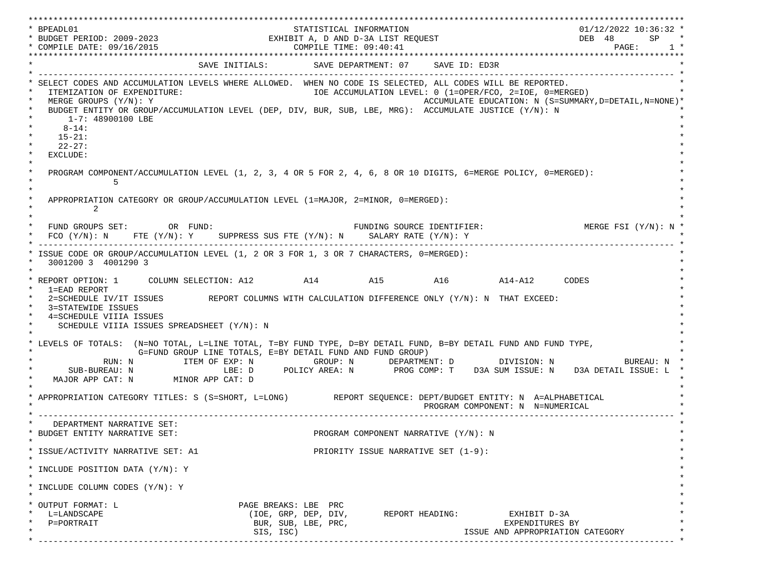```
*****************************************************************************************************************************
* BPEADL01                                       STATISTICAL INFORMATION                                 01/12/2022 10:36:32 *
* BUDGET PERIOD: 2009-2023                   EXHIBIT A, D AND D-3A LIST REQUEST                          DEB  48       SP    *
* COMPILE DATE: 09/16/2015                         COMPILE TIME: 09:40:41                                       PAGE:      1 *
*****************************************************************************************************************************
*                                 SAVE INITIALS:         SAVE DEPARTMENT: 07     SAVE ID: ED3R                               *
* ------------------------------------------------------------------------------------------------------------------------- *
* SELECT CODES AND ACCUMULATION LEVELS WHERE ALLOWED.  WHEN NO CODE IS SELECTED, ALL CODES WILL BE REPORTED.                 *
*   ITEMIZATION OF EXPENDITURE:                          IOE ACCUMULATION LEVEL: 0 (1=OPER/FCO, 2=IOE, 0=MERGED)             *
*   MERGE GROUPS (Y/N): Y                                                 ACCUMULATE EDUCATION: N (S=SUMMARY,D=DETAIL,N=NONE)*
*   BUDGET ENTITY OR GROUP/ACCUMULATION LEVEL (DEP, DIV, BUR, SUB, LBE, MRG):  ACCUMULATE JUSTICE (Y/N): N                   *
*       1-7: 48900100 LBE                                                                                                   *
*      8-14:                                                                                                                *
*     15-21:                                                                                                                *
*     22-27:                                                                                                                *
*   EXCLUDE:                                                                                                                *
*                                                                                                                           *
*   PROGRAM COMPONENT/ACCUMULATION LEVEL (1, 2, 3, 4 OR 5 FOR 2, 4, 6, 8 OR 10 DIGITS, 6=MERGE POLICY, 0=MERGED):            *
*               5                                                                                                           *
*                                                                                                                           *
*   APPROPRIATION CATEGORY OR GROUP/ACCUMULATION LEVEL (1=MAJOR, 2=MINOR, 0=MERGED):                                        *
*           2                                                                                                               *
*                                                                                                                           *
*   FUND GROUPS SET:        OR  FUND:                             FUNDING SOURCE IDENTIFIER:                 MERGE FSI (Y/N): N *
*   FCO (Y/N): N     FTE (Y/N): Y     SUPPRESS SUS FTE (Y/N): N     SALARY RATE (Y/N): Y                                    *
* ------------------------------------------------------------------------------------------------------------------------- *
* ISSUE CODE OR GROUP/ACCUMULATION LEVEL (1, 2 OR 3 FOR 1, 3 OR 7 CHARACTERS, 0=MERGED):                                    *
*   3001200 3  4001290 3                                                                                                    *
*                                                                                                                           *
* REPORT OPTION: 1      COLUMN SELECTION: A12          A14          A15          A16          A14-A12      CODES            *
*   1=EAD REPORT                                                                                                            *
*   2=SCHEDULE IV/IT ISSUES         REPORT COLUMNS WITH CALCULATION DIFFERENCE ONLY (Y/N): N  THAT EXCEED:                  *
*   3=STATEWIDE ISSUES                                                                                                      *
*   4=SCHEDULE VIIIA ISSUES                                                                                                 *
*     SCHEDULE VIIIA ISSUES SPREADSHEET (Y/N): N                                                                            *
*                                                                                                                           *
* LEVELS OF TOTALS:  (N=NO TOTAL, L=LINE TOTAL, T=BY FUND TYPE, D=BY DETAIL FUND, B=BY DETAIL FUND AND FUND TYPE,           *
*                   G=FUND GROUP LINE TOTALS, E=BY DETAIL FUND AND FUND GROUP)                                              *
*              RUN: N          ITEM OF EXP: N            GROUP: N       DEPARTMENT: D         DIVISION: N             BUREAU: N  *
*       SUB-BUREAU: N                  LBE: D      POLICY AREA: N        PROG COMP: T    D3A SUM ISSUE: N    D3A DETAIL ISSUE: L  *
*    MAJOR APP CAT: N       MINOR APP CAT: D                                                                                *
*                                                                                                                           *
* APPROPRIATION CATEGORY TITLES: S (S=SHORT, L=LONG)         REPORT SEQUENCE: DEPT/BUDGET ENTITY: N  A=ALPHABETICAL          *
*                                                                                 PROGRAM COMPONENT: N  N=NUMERICAL         *
* ------------------------------------------------------------------------------------------------------------------------- *
*    DEPARTMENT NARRATIVE SET:                                                                                              *
* BUDGET ENTITY NARRATIVE SET:                            PROGRAM COMPONENT NARRATIVE (Y/N): N                              *
*                                                                                                                           *
* ISSUE/ACTIVITY NARRATIVE SET: A1                        PRIORITY ISSUE NARRATIVE SET (1-9):                               *
*                                                                                                                           *
* INCLUDE POSITION DATA (Y/N): Y                                                                                            *
*                                                                                                                           *
* INCLUDE COLUMN CODES (Y/N): Y                                                                                             *
*                                                                                                                           *
* OUTPUT FORMAT: L                        PAGE BREAKS: LBE  PRC                                                             *
*   L=LANDSCAPE                            (IOE, GRP, DEP, DIV,       REPORT HEADING:          EXHIBIT D-3A                 *
*   P=PORTRAIT                              BUR, SUB, LBE, PRC,                              EXPENDITURES BY                *
*                                           SIS, ISC)                               ISSUE AND APPROPRIATION CATEGORY        *
* ------------------------------------------------------------------------------------------------------------------------- *
```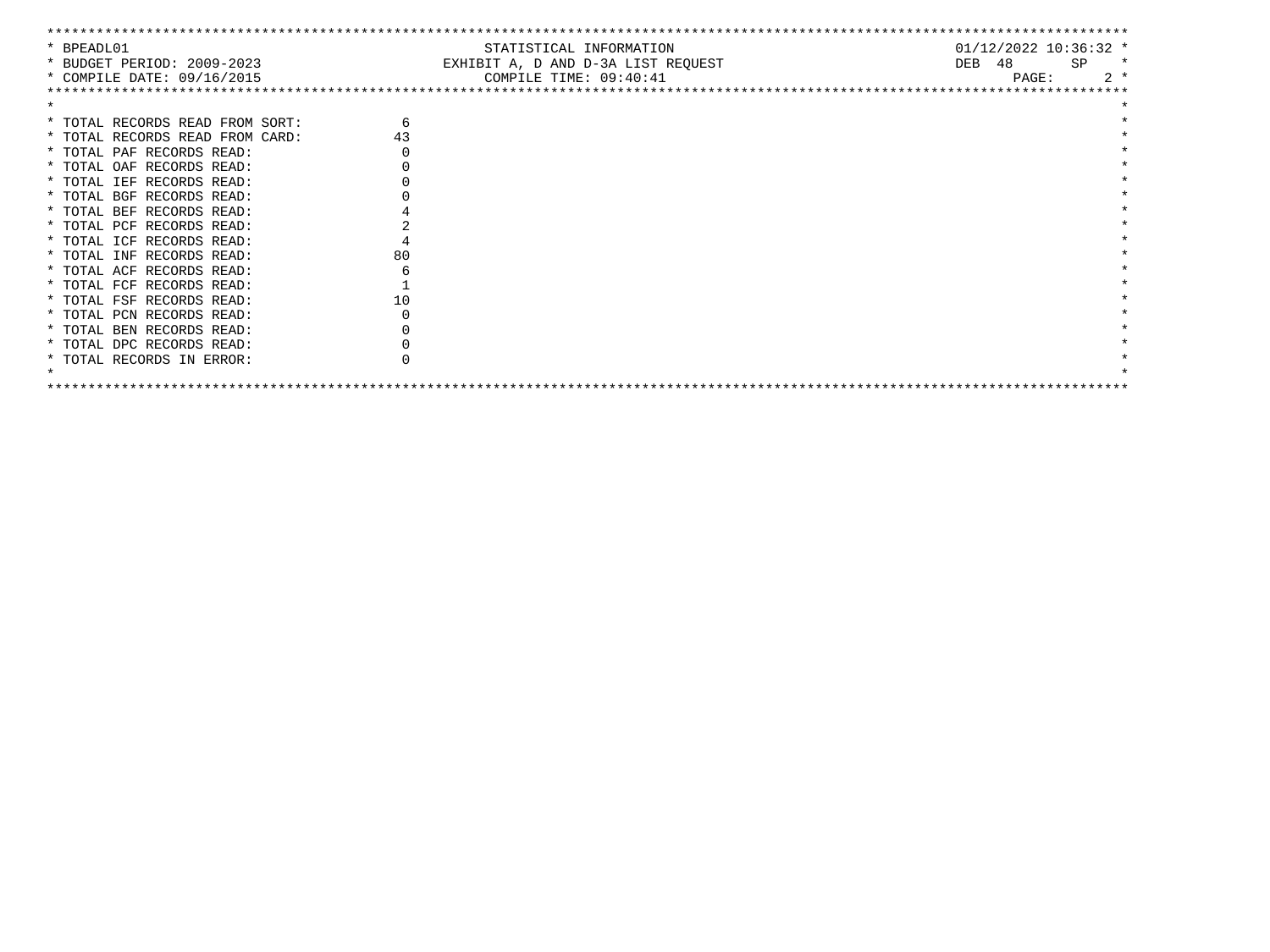BPEADL01 | STATISTICAL INFORMATION | 01/12/2022 10:36:32

BUDGET PERIOD: 2009-2023 | EXHIBIT A, D AND D-3A LIST REQUEST | DEB 48 SP

COMPILE DATE: 09/16/2015 | COMPILE TIME: 09:40:41

| | |
|---|---|
| TOTAL RECORDS READ FROM SORT: | 6 |
| TOTAL RECORDS READ FROM CARD: | 43 |
| TOTAL PAF RECORDS READ: | 0 |
| TOTAL OAF RECORDS READ: | 0 |
| TOTAL IEF RECORDS READ: | 0 |
| TOTAL BGF RECORDS READ: | 0 |
| TOTAL BEF RECORDS READ: | 4 |
| TOTAL PCF RECORDS READ: | 2 |
| TOTAL ICF RECORDS READ: | 4 |
| TOTAL INF RECORDS READ: | 80 |
| TOTAL ACF RECORDS READ: | 6 |
| TOTAL FCF RECORDS READ: | 1 |
| TOTAL FSF RECORDS READ: | 10 |
| TOTAL PCN RECORDS READ: | 0 |
| TOTAL BEN RECORDS READ: | 0 |
| TOTAL DPC RECORDS READ: | 0 |
| TOTAL RECORDS IN ERROR: | 0 |